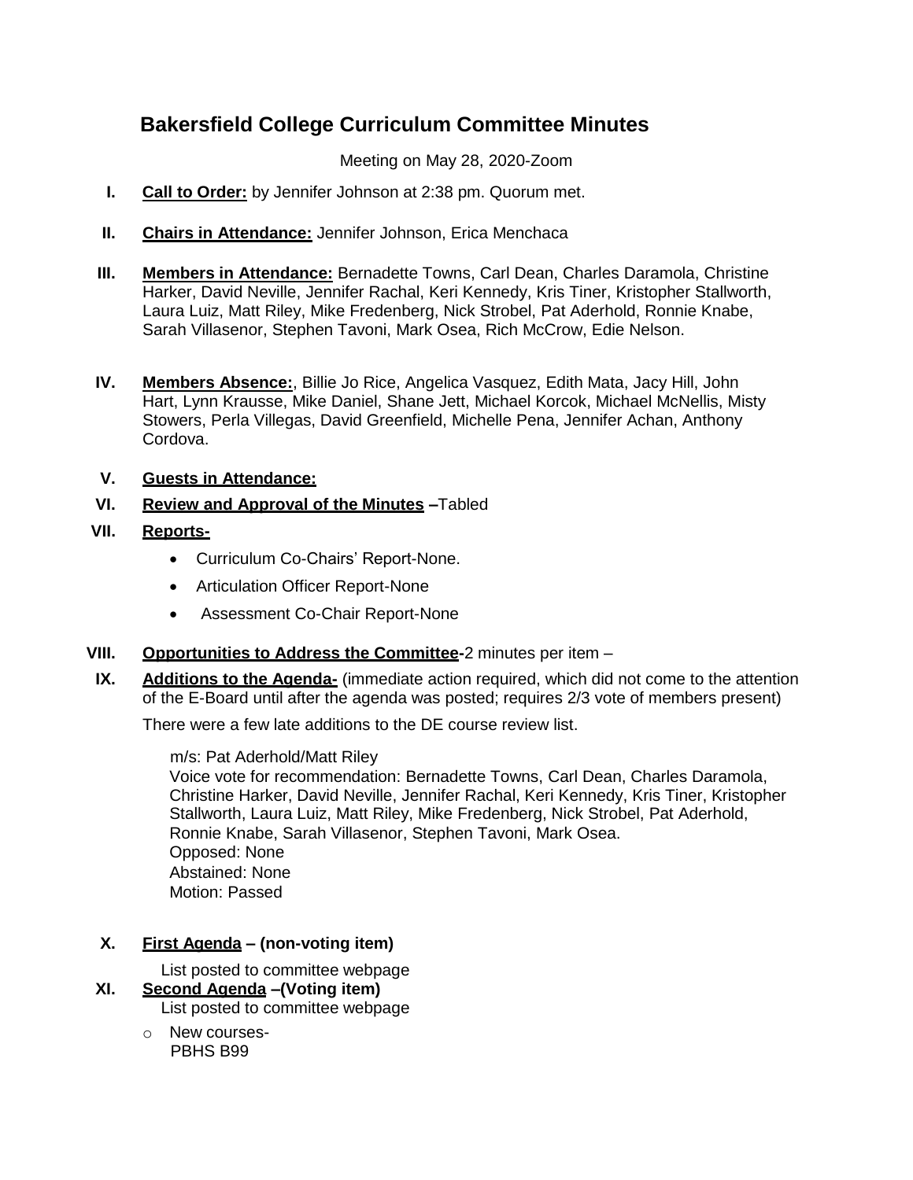# Bakersfield College Curriculum Committee Minutes

Meeting on May 28, 2020-Zoom

I. **Call to Order:** by Jennifer Johnson at 2:38 pm. Quorum met.

II. **Chairs in Attendance:** Jennifer Johnson, Erica Menchaca

III. **Members in Attendance:** Bernadette Towns, Carl Dean, Charles Daramola, Christine Harker, David Neville, Jennifer Rachal, Keri Kennedy, Kris Tiner, Kristopher Stallworth, Laura Luiz, Matt Riley, Mike Fredenberg, Nick Strobel, Pat Aderhold, Ronnie Knabe, Sarah Villasenor, Stephen Tavoni, Mark Osea, Rich McCrow, Edie Nelson.

IV. **Members Absence:**, Billie Jo Rice, Angelica Vasquez, Edith Mata, Jacy Hill, John Hart, Lynn Krausse, Mike Daniel, Shane Jett, Michael Korcok, Michael McNellis, Misty Stowers, Perla Villegas, David Greenfield, Michelle Pena, Jennifer Achan, Anthony Cordova.

V. **Guests in Attendance:**

VI. **Review and Approval of the Minutes** –Tabled

VII. **Reports-**

- Curriculum Co-Chairs' Report-None.
- Articulation Officer Report-None
- Assessment Co-Chair Report-None

VIII. **Opportunities to Address the Committee-**2 minutes per item –

IX. **Additions to the Agenda-** (immediate action required, which did not come to the attention of the E-Board until after the agenda was posted; requires 2/3 vote of members present)

There were a few late additions to the DE course review list.

m/s: Pat Aderhold/Matt Riley
Voice vote for recommendation: Bernadette Towns, Carl Dean, Charles Daramola, Christine Harker, David Neville, Jennifer Rachal, Keri Kennedy, Kris Tiner, Kristopher Stallworth, Laura Luiz, Matt Riley, Mike Fredenberg, Nick Strobel, Pat Aderhold, Ronnie Knabe, Sarah Villasenor, Stephen Tavoni, Mark Osea.
Opposed: None
Abstained: None
Motion: Passed

X. **First Agenda – (non-voting item)**

List posted to committee webpage

XI. **Second Agenda –(Voting item)**

List posted to committee webpage

- New courses-
  PBHS B99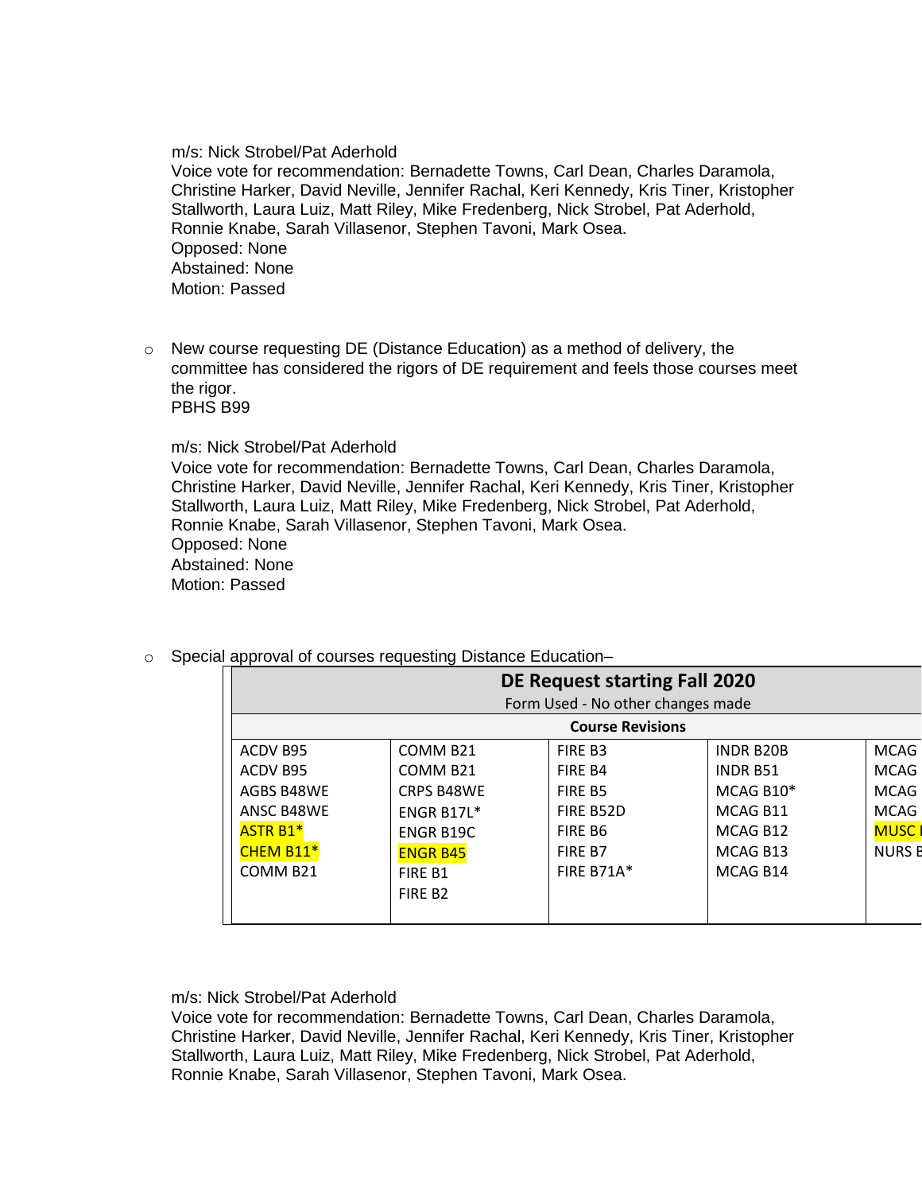m/s: Nick Strobel/Pat Aderhold
Voice vote for recommendation: Bernadette Towns, Carl Dean, Charles Daramola, Christine Harker, David Neville, Jennifer Rachal, Keri Kennedy, Kris Tiner, Kristopher Stallworth, Laura Luiz, Matt Riley, Mike Fredenberg, Nick Strobel, Pat Aderhold, Ronnie Knabe, Sarah Villasenor, Stephen Tavoni, Mark Osea.
Opposed: None
Abstained: None
Motion: Passed

- New course requesting DE (Distance Education) as a method of delivery, the committee has considered the rigors of DE requirement and feels those courses meet the rigor.
  PBHS B99

  m/s: Nick Strobel/Pat Aderhold
  Voice vote for recommendation: Bernadette Towns, Carl Dean, Charles Daramola, Christine Harker, David Neville, Jennifer Rachal, Keri Kennedy, Kris Tiner, Kristopher Stallworth, Laura Luiz, Matt Riley, Mike Fredenberg, Nick Strobel, Pat Aderhold, Ronnie Knabe, Sarah Villasenor, Stephen Tavoni, Mark Osea.
  Opposed: None
  Abstained: None
  Motion: Passed

- Special approval of courses requesting Distance Education–

| **DE Request starting Fall 2020**<br>Form Used - No other changes made | | | | |
|---|---|---|---|---|
| **Course Revisions** | | | | |
| ACDV B95 | COMM B21 | FIRE B3 | INDR B20B | MCAG |
| ACDV B95 | COMM B21 | FIRE B4 | INDR B51 | MCAG |
| AGBS B48WE | CRPS B48WE | FIRE B5 | MCAG B10* | MCAG |
| ANSC B48WE | ENGR B17L* | FIRE B52D | MCAG B11 | MCAG |
| ASTR B1* | ENGR B19C | FIRE B6 | MCAG B12 | MUSC |
| CHEM B11* | ENGR B45 | FIRE B7 | MCAG B13 | NURS |
| COMM B21 | FIRE B1 | FIRE B71A* | MCAG B14 | |
| | FIRE B2 | | | |

  m/s: Nick Strobel/Pat Aderhold
  Voice vote for recommendation: Bernadette Towns, Carl Dean, Charles Daramola, Christine Harker, David Neville, Jennifer Rachal, Keri Kennedy, Kris Tiner, Kristopher Stallworth, Laura Luiz, Matt Riley, Mike Fredenberg, Nick Strobel, Pat Aderhold, Ronnie Knabe, Sarah Villasenor, Stephen Tavoni, Mark Osea.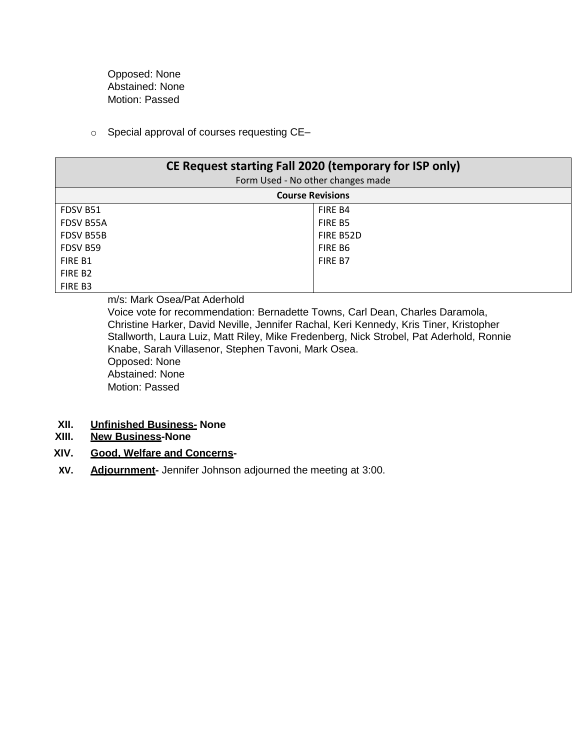Opposed: None
Abstained: None
Motion: Passed

- Special approval of courses requesting CE–

| CE Request starting Fall 2020 (temporary for ISP only)<br>Form Used - No other changes made | |
|---|---|
| **Course Revisions** | |
| FDSV B51 | FIRE B4 |
| FDSV B55A | FIRE B5 |
| FDSV B55B | FIRE B52D |
| FDSV B59 | FIRE B6 |
| FIRE B1 | FIRE B7 |
| FIRE B2 | |
| FIRE B3 | |

m/s: Mark Osea/Pat Aderhold
Voice vote for recommendation: Bernadette Towns, Carl Dean, Charles Daramola, Christine Harker, David Neville, Jennifer Rachal, Keri Kennedy, Kris Tiner, Kristopher Stallworth, Laura Luiz, Matt Riley, Mike Fredenberg, Nick Strobel, Pat Aderhold, Ronnie Knabe, Sarah Villasenor, Stephen Tavoni, Mark Osea.
Opposed: None
Abstained: None
Motion: Passed

**XII. Unfinished Business- None**

**XIII. New Business-None**

**XIV. Good, Welfare and Concerns-**

**XV. Adjournment-** Jennifer Johnson adjourned the meeting at 3:00.